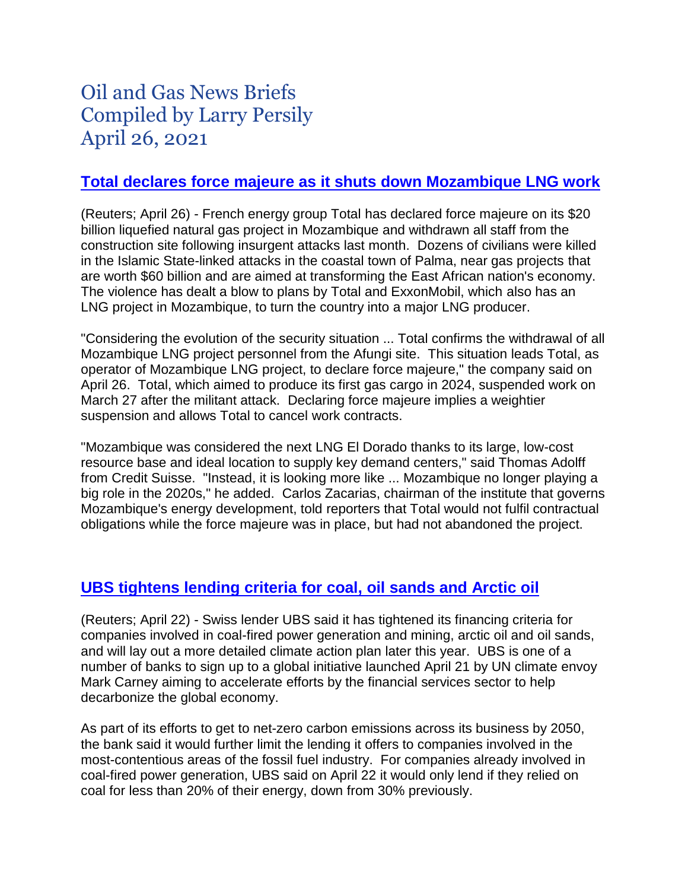# Oil and Gas News Briefs
# Compiled by Larry Persily
# April 26, 2021

## Total declares force majeure as it shuts down Mozambique LNG work

(Reuters; April 26) - French energy group Total has declared force majeure on its $20 billion liquefied natural gas project in Mozambique and withdrawn all staff from the construction site following insurgent attacks last month. Dozens of civilians were killed in the Islamic State-linked attacks in the coastal town of Palma, near gas projects that are worth $60 billion and are aimed at transforming the East African nation's economy. The violence has dealt a blow to plans by Total and ExxonMobil, which also has an LNG project in Mozambique, to turn the country into a major LNG producer.

"Considering the evolution of the security situation ... Total confirms the withdrawal of all Mozambique LNG project personnel from the Afungi site. This situation leads Total, as operator of Mozambique LNG project, to declare force majeure," the company said on April 26. Total, which aimed to produce its first gas cargo in 2024, suspended work on March 27 after the militant attack. Declaring force majeure implies a weightier suspension and allows Total to cancel work contracts.

"Mozambique was considered the next LNG El Dorado thanks to its large, low-cost resource base and ideal location to supply key demand centers," said Thomas Adolff from Credit Suisse. "Instead, it is looking more like ... Mozambique no longer playing a big role in the 2020s," he added. Carlos Zacarias, chairman of the institute that governs Mozambique's energy development, told reporters that Total would not fulfil contractual obligations while the force majeure was in place, but had not abandoned the project.

## UBS tightens lending criteria for coal, oil sands and Arctic oil

(Reuters; April 22) - Swiss lender UBS said it has tightened its financing criteria for companies involved in coal-fired power generation and mining, arctic oil and oil sands, and will lay out a more detailed climate action plan later this year. UBS is one of a number of banks to sign up to a global initiative launched April 21 by UN climate envoy Mark Carney aiming to accelerate efforts by the financial services sector to help decarbonize the global economy.

As part of its efforts to get to net-zero carbon emissions across its business by 2050, the bank said it would further limit the lending it offers to companies involved in the most-contentious areas of the fossil fuel industry. For companies already involved in coal-fired power generation, UBS said on April 22 it would only lend if they relied on coal for less than 20% of their energy, down from 30% previously.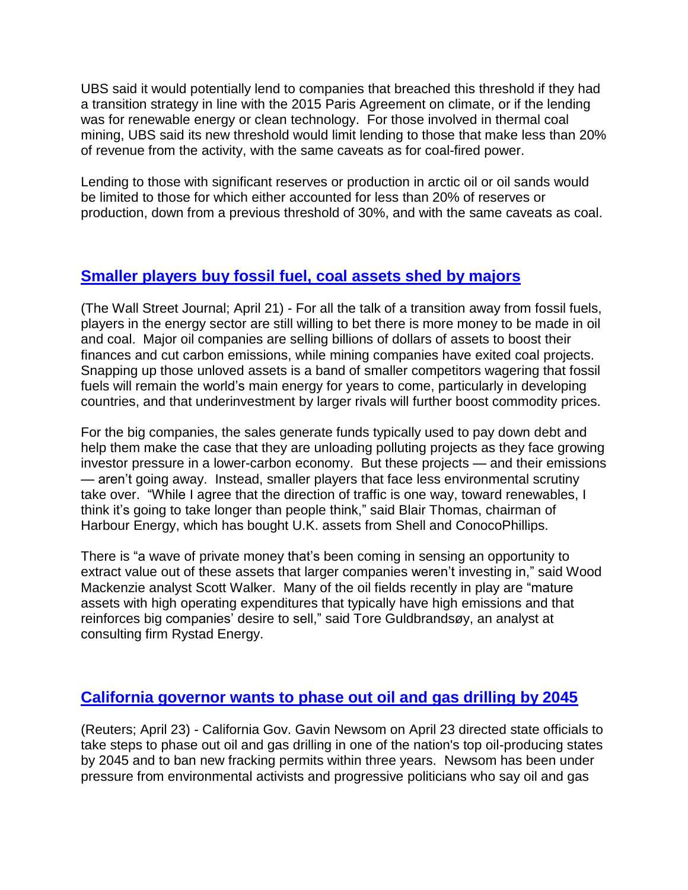UBS said it would potentially lend to companies that breached this threshold if they had a transition strategy in line with the 2015 Paris Agreement on climate, or if the lending was for renewable energy or clean technology. For those involved in thermal coal mining, UBS said its new threshold would limit lending to those that make less than 20% of revenue from the activity, with the same caveats as for coal-fired power.

Lending to those with significant reserves or production in arctic oil or oil sands would be limited to those for which either accounted for less than 20% of reserves or production, down from a previous threshold of 30%, and with the same caveats as coal.

## [Smaller players buy fossil fuel, coal assets shed by majors]

(The Wall Street Journal; April 21) - For all the talk of a transition away from fossil fuels, players in the energy sector are still willing to bet there is more money to be made in oil and coal. Major oil companies are selling billions of dollars of assets to boost their finances and cut carbon emissions, while mining companies have exited coal projects. Snapping up those unloved assets is a band of smaller competitors wagering that fossil fuels will remain the world's main energy for years to come, particularly in developing countries, and that underinvestment by larger rivals will further boost commodity prices.

For the big companies, the sales generate funds typically used to pay down debt and help them make the case that they are unloading polluting projects as they face growing investor pressure in a lower-carbon economy. But these projects — and their emissions — aren't going away. Instead, smaller players that face less environmental scrutiny take over. "While I agree that the direction of traffic is one way, toward renewables, I think it's going to take longer than people think," said Blair Thomas, chairman of Harbour Energy, which has bought U.K. assets from Shell and ConocoPhillips.

There is "a wave of private money that's been coming in sensing an opportunity to extract value out of these assets that larger companies weren't investing in," said Wood Mackenzie analyst Scott Walker. Many of the oil fields recently in play are "mature assets with high operating expenditures that typically have high emissions and that reinforces big companies' desire to sell," said Tore Guldbrandsøy, an analyst at consulting firm Rystad Energy.

## [California governor wants to phase out oil and gas drilling by 2045]

(Reuters; April 23) - California Gov. Gavin Newsom on April 23 directed state officials to take steps to phase out oil and gas drilling in one of the nation's top oil-producing states by 2045 and to ban new fracking permits within three years. Newsom has been under pressure from environmental activists and progressive politicians who say oil and gas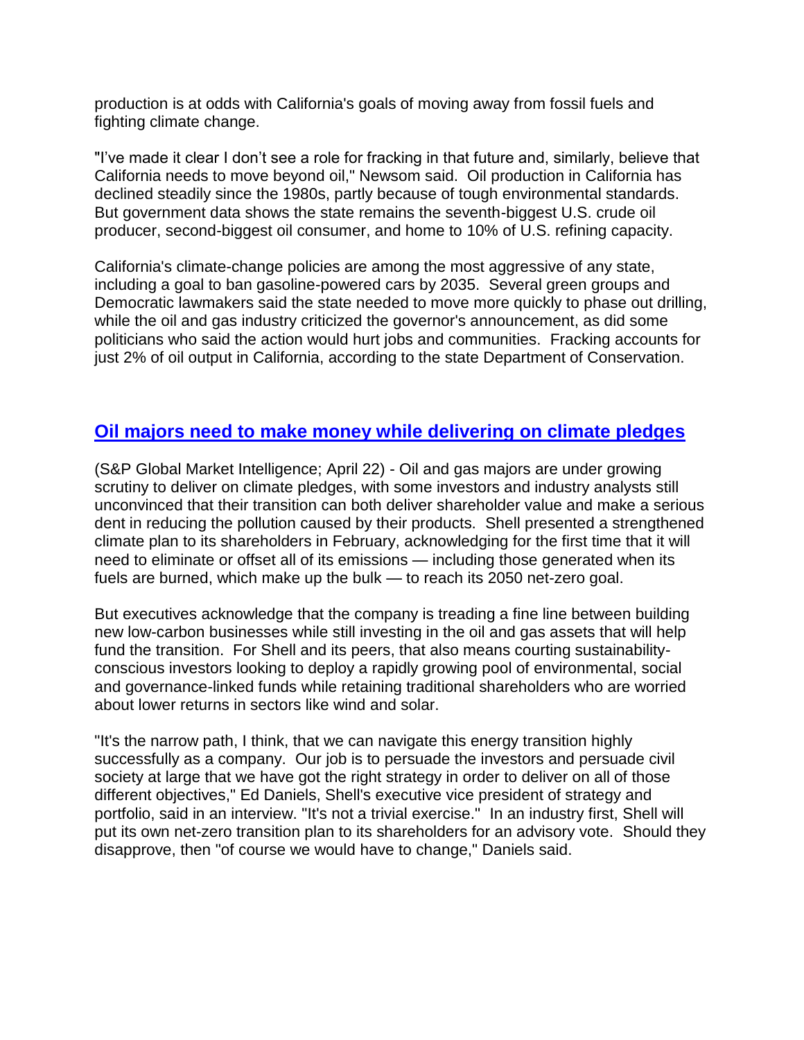production is at odds with California's goals of moving away from fossil fuels and fighting climate change.

"I've made it clear I don't see a role for fracking in that future and, similarly, believe that California needs to move beyond oil," Newsom said. Oil production in California has declined steadily since the 1980s, partly because of tough environmental standards. But government data shows the state remains the seventh-biggest U.S. crude oil producer, second-biggest oil consumer, and home to 10% of U.S. refining capacity.

California's climate-change policies are among the most aggressive of any state, including a goal to ban gasoline-powered cars by 2035. Several green groups and Democratic lawmakers said the state needed to move more quickly to phase out drilling, while the oil and gas industry criticized the governor's announcement, as did some politicians who said the action would hurt jobs and communities. Fracking accounts for just 2% of oil output in California, according to the state Department of Conservation.

## Oil majors need to make money while delivering on climate pledges

(S&P Global Market Intelligence; April 22) - Oil and gas majors are under growing scrutiny to deliver on climate pledges, with some investors and industry analysts still unconvinced that their transition can both deliver shareholder value and make a serious dent in reducing the pollution caused by their products. Shell presented a strengthened climate plan to its shareholders in February, acknowledging for the first time that it will need to eliminate or offset all of its emissions — including those generated when its fuels are burned, which make up the bulk — to reach its 2050 net-zero goal.

But executives acknowledge that the company is treading a fine line between building new low-carbon businesses while still investing in the oil and gas assets that will help fund the transition. For Shell and its peers, that also means courting sustainability-conscious investors looking to deploy a rapidly growing pool of environmental, social and governance-linked funds while retaining traditional shareholders who are worried about lower returns in sectors like wind and solar.

"It's the narrow path, I think, that we can navigate this energy transition highly successfully as a company. Our job is to persuade the investors and persuade civil society at large that we have got the right strategy in order to deliver on all of those different objectives," Ed Daniels, Shell's executive vice president of strategy and portfolio, said in an interview. "It's not a trivial exercise." In an industry first, Shell will put its own net-zero transition plan to its shareholders for an advisory vote. Should they disapprove, then "of course we would have to change," Daniels said.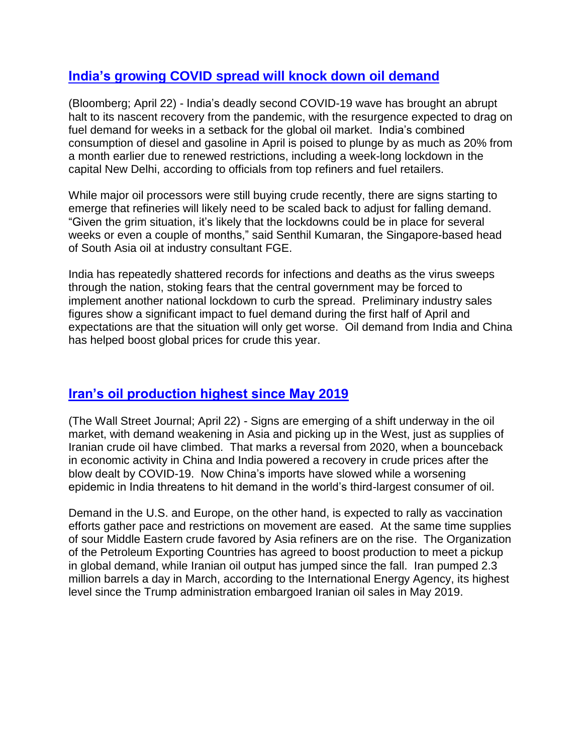## India's growing COVID spread will knock down oil demand

(Bloomberg; April 22) - India's deadly second COVID-19 wave has brought an abrupt halt to its nascent recovery from the pandemic, with the resurgence expected to drag on fuel demand for weeks in a setback for the global oil market. India's combined consumption of diesel and gasoline in April is poised to plunge by as much as 20% from a month earlier due to renewed restrictions, including a week-long lockdown in the capital New Delhi, according to officials from top refiners and fuel retailers.

While major oil processors were still buying crude recently, there are signs starting to emerge that refineries will likely need to be scaled back to adjust for falling demand. "Given the grim situation, it's likely that the lockdowns could be in place for several weeks or even a couple of months," said Senthil Kumaran, the Singapore-based head of South Asia oil at industry consultant FGE.

India has repeatedly shattered records for infections and deaths as the virus sweeps through the nation, stoking fears that the central government may be forced to implement another national lockdown to curb the spread. Preliminary industry sales figures show a significant impact to fuel demand during the first half of April and expectations are that the situation will only get worse. Oil demand from India and China has helped boost global prices for crude this year.

## Iran's oil production highest since May 2019

(The Wall Street Journal; April 22) - Signs are emerging of a shift underway in the oil market, with demand weakening in Asia and picking up in the West, just as supplies of Iranian crude oil have climbed. That marks a reversal from 2020, when a bounceback in economic activity in China and India powered a recovery in crude prices after the blow dealt by COVID-19. Now China's imports have slowed while a worsening epidemic in India threatens to hit demand in the world's third-largest consumer of oil.

Demand in the U.S. and Europe, on the other hand, is expected to rally as vaccination efforts gather pace and restrictions on movement are eased. At the same time supplies of sour Middle Eastern crude favored by Asia refiners are on the rise. The Organization of the Petroleum Exporting Countries has agreed to boost production to meet a pickup in global demand, while Iranian oil output has jumped since the fall. Iran pumped 2.3 million barrels a day in March, according to the International Energy Agency, its highest level since the Trump administration embargoed Iranian oil sales in May 2019.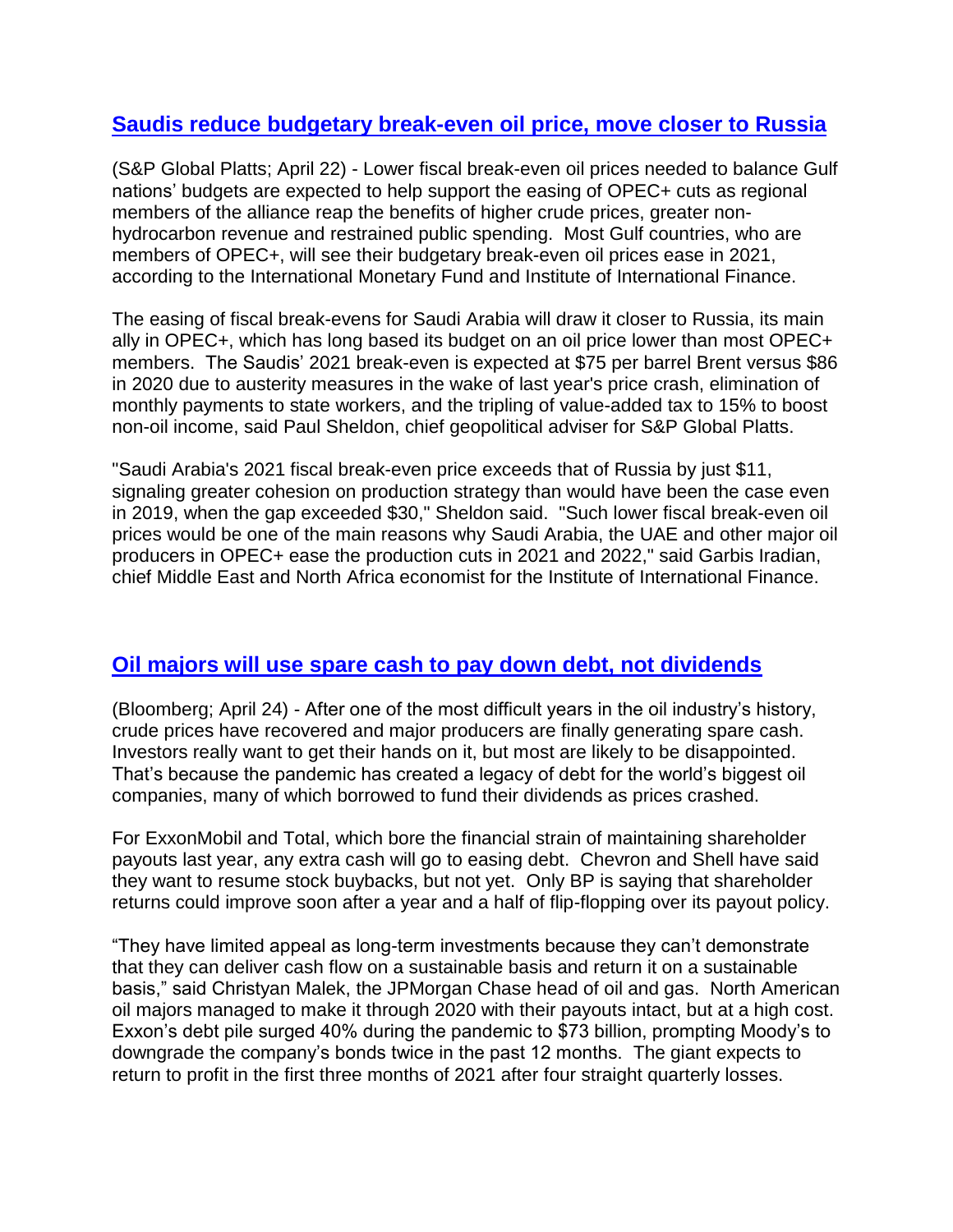## [Saudis reduce budgetary break-even oil price, move closer to Russia]

(S&P Global Platts; April 22) - Lower fiscal break-even oil prices needed to balance Gulf nations' budgets are expected to help support the easing of OPEC+ cuts as regional members of the alliance reap the benefits of higher crude prices, greater non-hydrocarbon revenue and restrained public spending. Most Gulf countries, who are members of OPEC+, will see their budgetary break-even oil prices ease in 2021, according to the International Monetary Fund and Institute of International Finance.

The easing of fiscal break-evens for Saudi Arabia will draw it closer to Russia, its main ally in OPEC+, which has long based its budget on an oil price lower than most OPEC+ members. The Saudis' 2021 break-even is expected at $75 per barrel Brent versus $86 in 2020 due to austerity measures in the wake of last year's price crash, elimination of monthly payments to state workers, and the tripling of value-added tax to 15% to boost non-oil income, said Paul Sheldon, chief geopolitical adviser for S&P Global Platts.

"Saudi Arabia's 2021 fiscal break-even price exceeds that of Russia by just $11, signaling greater cohesion on production strategy than would have been the case even in 2019, when the gap exceeded $30," Sheldon said. "Such lower fiscal break-even oil prices would be one of the main reasons why Saudi Arabia, the UAE and other major oil producers in OPEC+ ease the production cuts in 2021 and 2022," said Garbis Iradian, chief Middle East and North Africa economist for the Institute of International Finance.

## [Oil majors will use spare cash to pay down debt, not dividends]

(Bloomberg; April 24) - After one of the most difficult years in the oil industry's history, crude prices have recovered and major producers are finally generating spare cash. Investors really want to get their hands on it, but most are likely to be disappointed. That's because the pandemic has created a legacy of debt for the world's biggest oil companies, many of which borrowed to fund their dividends as prices crashed.

For ExxonMobil and Total, which bore the financial strain of maintaining shareholder payouts last year, any extra cash will go to easing debt. Chevron and Shell have said they want to resume stock buybacks, but not yet. Only BP is saying that shareholder returns could improve soon after a year and a half of flip-flopping over its payout policy.

"They have limited appeal as long-term investments because they can't demonstrate that they can deliver cash flow on a sustainable basis and return it on a sustainable basis," said Christyan Malek, the JPMorgan Chase head of oil and gas. North American oil majors managed to make it through 2020 with their payouts intact, but at a high cost. Exxon's debt pile surged 40% during the pandemic to $73 billion, prompting Moody's to downgrade the company's bonds twice in the past 12 months. The giant expects to return to profit in the first three months of 2021 after four straight quarterly losses.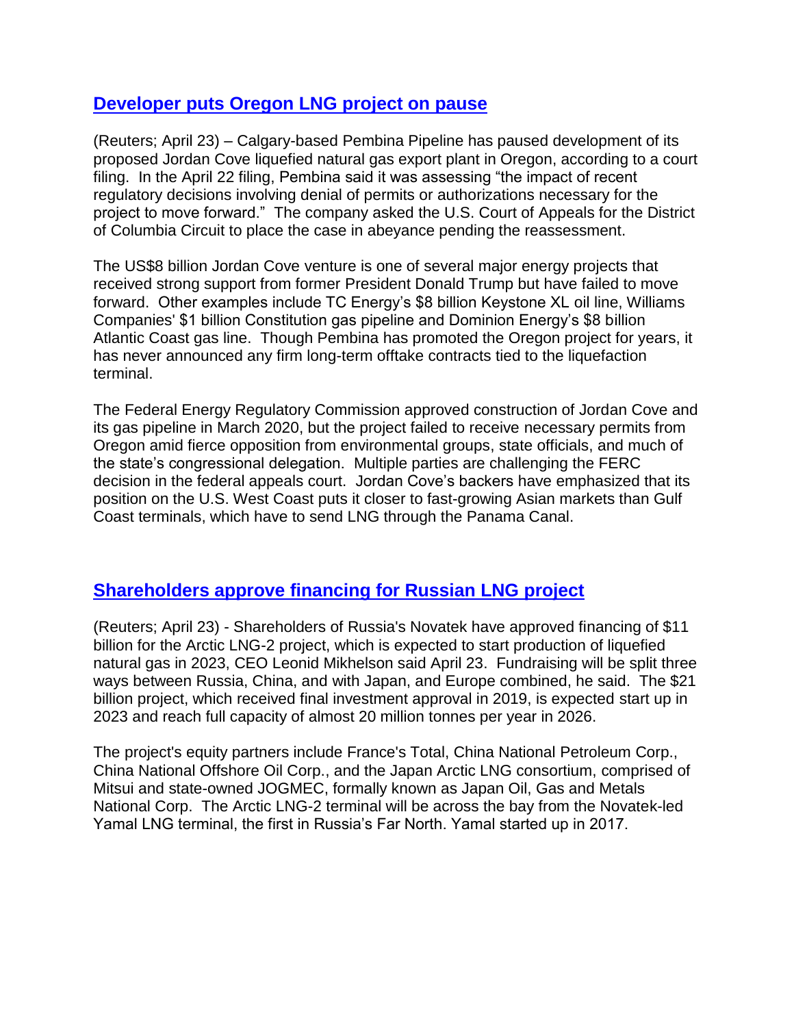## Developer puts Oregon LNG project on pause

(Reuters; April 23) – Calgary-based Pembina Pipeline has paused development of its proposed Jordan Cove liquefied natural gas export plant in Oregon, according to a court filing. In the April 22 filing, Pembina said it was assessing “the impact of recent regulatory decisions involving denial of permits or authorizations necessary for the project to move forward.” The company asked the U.S. Court of Appeals for the District of Columbia Circuit to place the case in abeyance pending the reassessment.

The US$8 billion Jordan Cove venture is one of several major energy projects that received strong support from former President Donald Trump but have failed to move forward. Other examples include TC Energy’s $8 billion Keystone XL oil line, Williams Companies' $1 billion Constitution gas pipeline and Dominion Energy’s $8 billion Atlantic Coast gas line. Though Pembina has promoted the Oregon project for years, it has never announced any firm long-term offtake contracts tied to the liquefaction terminal.

The Federal Energy Regulatory Commission approved construction of Jordan Cove and its gas pipeline in March 2020, but the project failed to receive necessary permits from Oregon amid fierce opposition from environmental groups, state officials, and much of the state’s congressional delegation. Multiple parties are challenging the FERC decision in the federal appeals court. Jordan Cove’s backers have emphasized that its position on the U.S. West Coast puts it closer to fast-growing Asian markets than Gulf Coast terminals, which have to send LNG through the Panama Canal.

## Shareholders approve financing for Russian LNG project

(Reuters; April 23) - Shareholders of Russia's Novatek have approved financing of $11 billion for the Arctic LNG-2 project, which is expected to start production of liquefied natural gas in 2023, CEO Leonid Mikhelson said April 23. Fundraising will be split three ways between Russia, China, and with Japan, and Europe combined, he said. The $21 billion project, which received final investment approval in 2019, is expected start up in 2023 and reach full capacity of almost 20 million tonnes per year in 2026.

The project's equity partners include France's Total, China National Petroleum Corp., China National Offshore Oil Corp., and the Japan Arctic LNG consortium, comprised of Mitsui and state-owned JOGMEC, formally known as Japan Oil, Gas and Metals National Corp. The Arctic LNG-2 terminal will be across the bay from the Novatek-led Yamal LNG terminal, the first in Russia’s Far North. Yamal started up in 2017.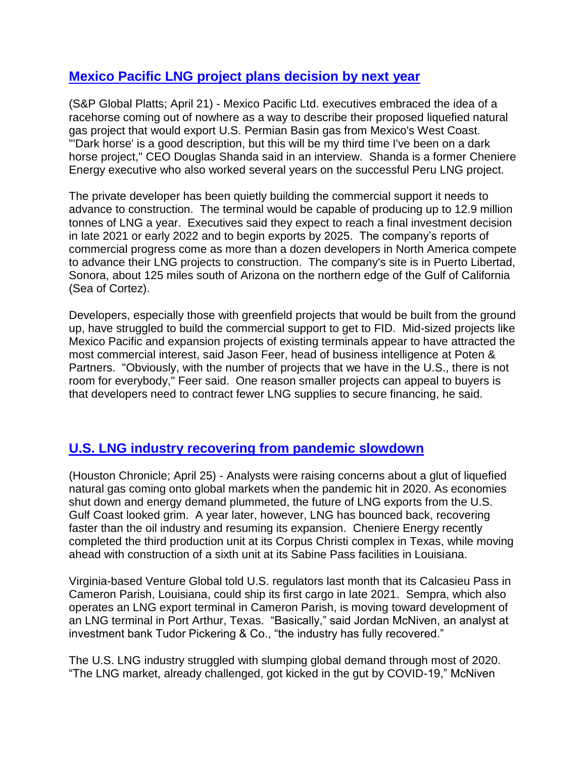## [Mexico Pacific LNG project plans decision by next year]

(S&P Global Platts; April 21) - Mexico Pacific Ltd. executives embraced the idea of a racehorse coming out of nowhere as a way to describe their proposed liquefied natural gas project that would export U.S. Permian Basin gas from Mexico's West Coast. "'Dark horse' is a good description, but this will be my third time I've been on a dark horse project," CEO Douglas Shanda said in an interview. Shanda is a former Cheniere Energy executive who also worked several years on the successful Peru LNG project.

The private developer has been quietly building the commercial support it needs to advance to construction. The terminal would be capable of producing up to 12.9 million tonnes of LNG a year. Executives said they expect to reach a final investment decision in late 2021 or early 2022 and to begin exports by 2025. The company's reports of commercial progress come as more than a dozen developers in North America compete to advance their LNG projects to construction. The company's site is in Puerto Libertad, Sonora, about 125 miles south of Arizona on the northern edge of the Gulf of California (Sea of Cortez).

Developers, especially those with greenfield projects that would be built from the ground up, have struggled to build the commercial support to get to FID. Mid-sized projects like Mexico Pacific and expansion projects of existing terminals appear to have attracted the most commercial interest, said Jason Feer, head of business intelligence at Poten & Partners. "Obviously, with the number of projects that we have in the U.S., there is not room for everybody," Feer said. One reason smaller projects can appeal to buyers is that developers need to contract fewer LNG supplies to secure financing, he said.

## [U.S. LNG industry recovering from pandemic slowdown]

(Houston Chronicle; April 25) - Analysts were raising concerns about a glut of liquefied natural gas coming onto global markets when the pandemic hit in 2020. As economies shut down and energy demand plummeted, the future of LNG exports from the U.S. Gulf Coast looked grim. A year later, however, LNG has bounced back, recovering faster than the oil industry and resuming its expansion. Cheniere Energy recently completed the third production unit at its Corpus Christi complex in Texas, while moving ahead with construction of a sixth unit at its Sabine Pass facilities in Louisiana.

Virginia-based Venture Global told U.S. regulators last month that its Calcasieu Pass in Cameron Parish, Louisiana, could ship its first cargo in late 2021. Sempra, which also operates an LNG export terminal in Cameron Parish, is moving toward development of an LNG terminal in Port Arthur, Texas. "Basically," said Jordan McNiven, an analyst at investment bank Tudor Pickering & Co., "the industry has fully recovered."

The U.S. LNG industry struggled with slumping global demand through most of 2020. "The LNG market, already challenged, got kicked in the gut by COVID-19," McNiven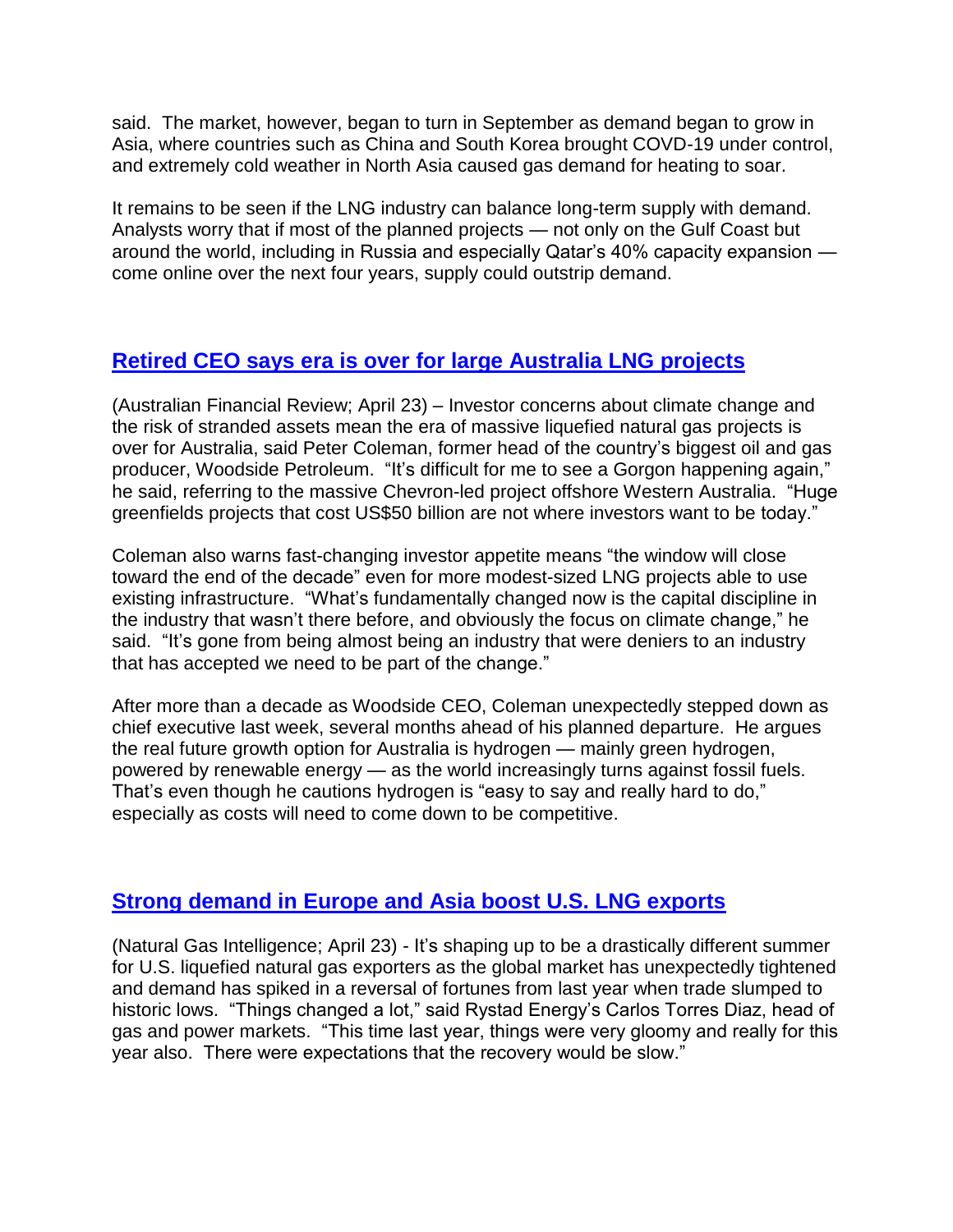said. The market, however, began to turn in September as demand began to grow in Asia, where countries such as China and South Korea brought COVD-19 under control, and extremely cold weather in North Asia caused gas demand for heating to soar.

It remains to be seen if the LNG industry can balance long-term supply with demand. Analysts worry that if most of the planned projects — not only on the Gulf Coast but around the world, including in Russia and especially Qatar's 40% capacity expansion — come online over the next four years, supply could outstrip demand.

## Retired CEO says era is over for large Australia LNG projects

(Australian Financial Review; April 23) – Investor concerns about climate change and the risk of stranded assets mean the era of massive liquefied natural gas projects is over for Australia, said Peter Coleman, former head of the country's biggest oil and gas producer, Woodside Petroleum. "It's difficult for me to see a Gorgon happening again," he said, referring to the massive Chevron-led project offshore Western Australia. "Huge greenfields projects that cost US$50 billion are not where investors want to be today."

Coleman also warns fast-changing investor appetite means "the window will close toward the end of the decade" even for more modest-sized LNG projects able to use existing infrastructure. "What's fundamentally changed now is the capital discipline in the industry that wasn't there before, and obviously the focus on climate change," he said. "It's gone from being almost being an industry that were deniers to an industry that has accepted we need to be part of the change."

After more than a decade as Woodside CEO, Coleman unexpectedly stepped down as chief executive last week, several months ahead of his planned departure. He argues the real future growth option for Australia is hydrogen — mainly green hydrogen, powered by renewable energy — as the world increasingly turns against fossil fuels. That's even though he cautions hydrogen is "easy to say and really hard to do," especially as costs will need to come down to be competitive.

## Strong demand in Europe and Asia boost U.S. LNG exports

(Natural Gas Intelligence; April 23) - It's shaping up to be a drastically different summer for U.S. liquefied natural gas exporters as the global market has unexpectedly tightened and demand has spiked in a reversal of fortunes from last year when trade slumped to historic lows. "Things changed a lot," said Rystad Energy's Carlos Torres Diaz, head of gas and power markets. "This time last year, things were very gloomy and really for this year also. There were expectations that the recovery would be slow."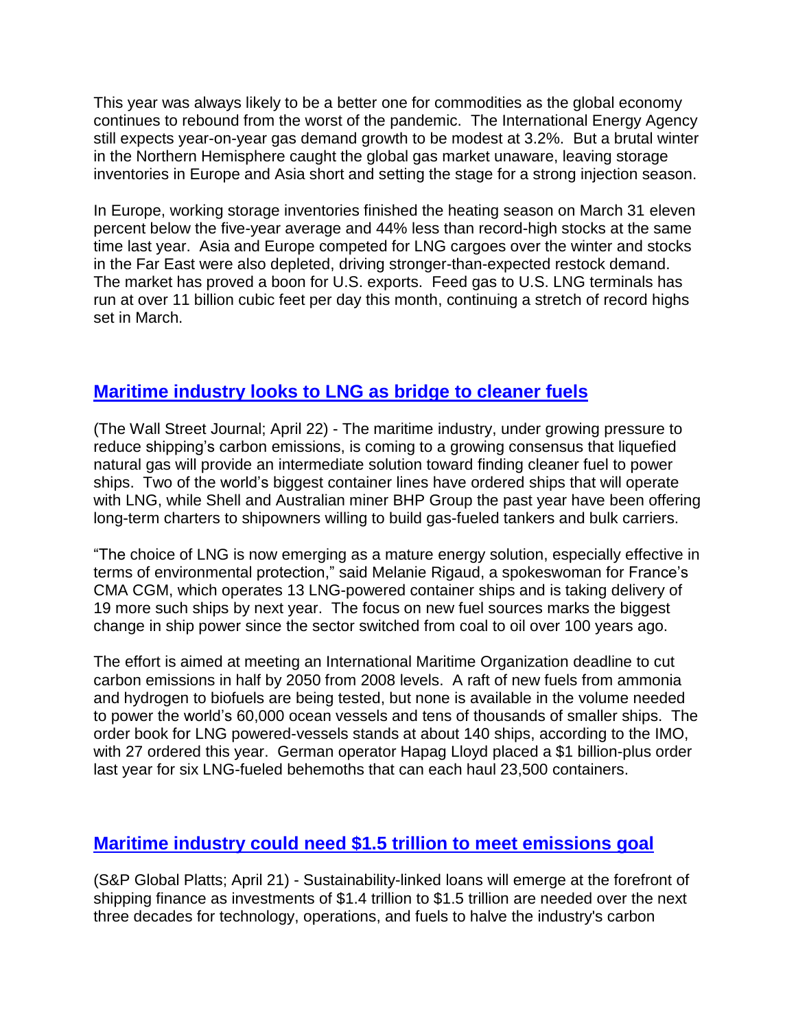This year was always likely to be a better one for commodities as the global economy continues to rebound from the worst of the pandemic. The International Energy Agency still expects year-on-year gas demand growth to be modest at 3.2%. But a brutal winter in the Northern Hemisphere caught the global gas market unaware, leaving storage inventories in Europe and Asia short and setting the stage for a strong injection season.

In Europe, working storage inventories finished the heating season on March 31 eleven percent below the five-year average and 44% less than record-high stocks at the same time last year. Asia and Europe competed for LNG cargoes over the winter and stocks in the Far East were also depleted, driving stronger-than-expected restock demand. The market has proved a boon for U.S. exports. Feed gas to U.S. LNG terminals has run at over 11 billion cubic feet per day this month, continuing a stretch of record highs set in March.

## Maritime industry looks to LNG as bridge to cleaner fuels

(The Wall Street Journal; April 22) - The maritime industry, under growing pressure to reduce shipping's carbon emissions, is coming to a growing consensus that liquefied natural gas will provide an intermediate solution toward finding cleaner fuel to power ships. Two of the world's biggest container lines have ordered ships that will operate with LNG, while Shell and Australian miner BHP Group the past year have been offering long-term charters to shipowners willing to build gas-fueled tankers and bulk carriers.

"The choice of LNG is now emerging as a mature energy solution, especially effective in terms of environmental protection," said Melanie Rigaud, a spokeswoman for France's CMA CGM, which operates 13 LNG-powered container ships and is taking delivery of 19 more such ships by next year. The focus on new fuel sources marks the biggest change in ship power since the sector switched from coal to oil over 100 years ago.

The effort is aimed at meeting an International Maritime Organization deadline to cut carbon emissions in half by 2050 from 2008 levels. A raft of new fuels from ammonia and hydrogen to biofuels are being tested, but none is available in the volume needed to power the world's 60,000 ocean vessels and tens of thousands of smaller ships. The order book for LNG powered-vessels stands at about 140 ships, according to the IMO, with 27 ordered this year. German operator Hapag Lloyd placed a $1 billion-plus order last year for six LNG-fueled behemoths that can each haul 23,500 containers.

## Maritime industry could need $1.5 trillion to meet emissions goal

(S&P Global Platts; April 21) - Sustainability-linked loans will emerge at the forefront of shipping finance as investments of $1.4 trillion to $1.5 trillion are needed over the next three decades for technology, operations, and fuels to halve the industry's carbon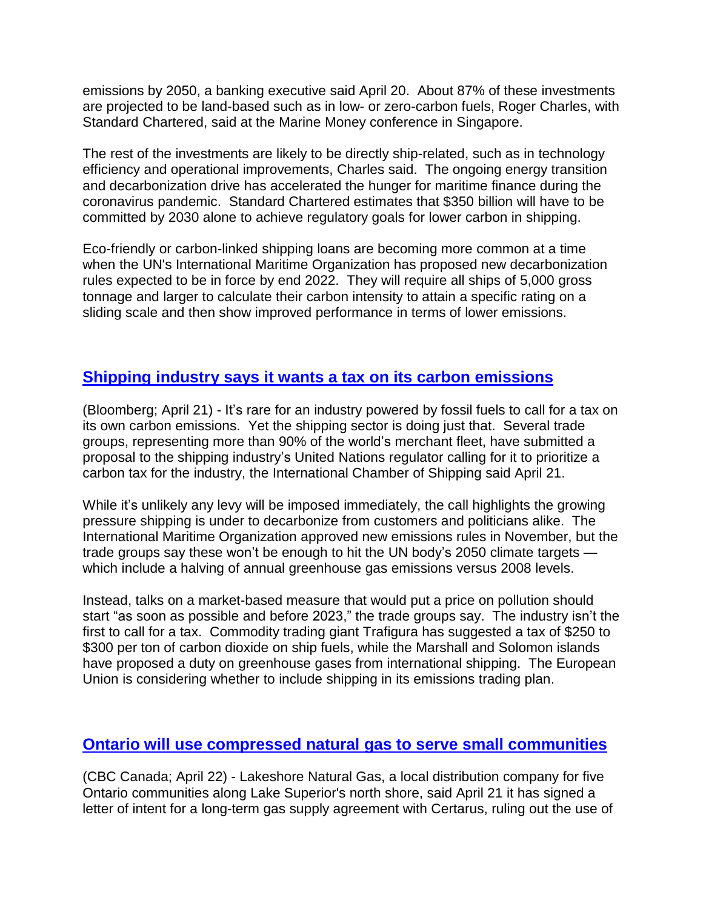emissions by 2050, a banking executive said April 20. About 87% of these investments are projected to be land-based such as in low- or zero-carbon fuels, Roger Charles, with Standard Chartered, said at the Marine Money conference in Singapore.

The rest of the investments are likely to be directly ship-related, such as in technology efficiency and operational improvements, Charles said. The ongoing energy transition and decarbonization drive has accelerated the hunger for maritime finance during the coronavirus pandemic. Standard Chartered estimates that $350 billion will have to be committed by 2030 alone to achieve regulatory goals for lower carbon in shipping.

Eco-friendly or carbon-linked shipping loans are becoming more common at a time when the UN's International Maritime Organization has proposed new decarbonization rules expected to be in force by end 2022. They will require all ships of 5,000 gross tonnage and larger to calculate their carbon intensity to attain a specific rating on a sliding scale and then show improved performance in terms of lower emissions.

## Shipping industry says it wants a tax on its carbon emissions

(Bloomberg; April 21) - It's rare for an industry powered by fossil fuels to call for a tax on its own carbon emissions. Yet the shipping sector is doing just that. Several trade groups, representing more than 90% of the world's merchant fleet, have submitted a proposal to the shipping industry's United Nations regulator calling for it to prioritize a carbon tax for the industry, the International Chamber of Shipping said April 21.

While it's unlikely any levy will be imposed immediately, the call highlights the growing pressure shipping is under to decarbonize from customers and politicians alike. The International Maritime Organization approved new emissions rules in November, but the trade groups say these won't be enough to hit the UN body's 2050 climate targets — which include a halving of annual greenhouse gas emissions versus 2008 levels.

Instead, talks on a market-based measure that would put a price on pollution should start "as soon as possible and before 2023," the trade groups say. The industry isn't the first to call for a tax. Commodity trading giant Trafigura has suggested a tax of $250 to $300 per ton of carbon dioxide on ship fuels, while the Marshall and Solomon islands have proposed a duty on greenhouse gases from international shipping. The European Union is considering whether to include shipping in its emissions trading plan.

## Ontario will use compressed natural gas to serve small communities

(CBC Canada; April 22) - Lakeshore Natural Gas, a local distribution company for five Ontario communities along Lake Superior's north shore, said April 21 it has signed a letter of intent for a long-term gas supply agreement with Certarus, ruling out the use of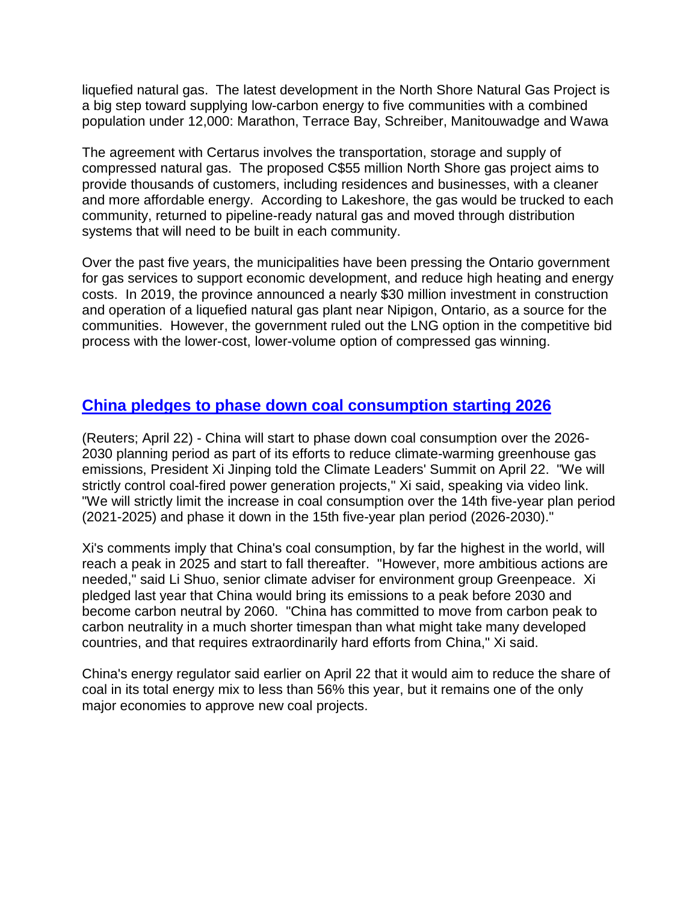liquefied natural gas. The latest development in the North Shore Natural Gas Project is a big step toward supplying low-carbon energy to five communities with a combined population under 12,000: Marathon, Terrace Bay, Schreiber, Manitouwadge and Wawa

The agreement with Certarus involves the transportation, storage and supply of compressed natural gas. The proposed C$55 million North Shore gas project aims to provide thousands of customers, including residences and businesses, with a cleaner and more affordable energy. According to Lakeshore, the gas would be trucked to each community, returned to pipeline-ready natural gas and moved through distribution systems that will need to be built in each community.

Over the past five years, the municipalities have been pressing the Ontario government for gas services to support economic development, and reduce high heating and energy costs. In 2019, the province announced a nearly $30 million investment in construction and operation of a liquefied natural gas plant near Nipigon, Ontario, as a source for the communities. However, the government ruled out the LNG option in the competitive bid process with the lower-cost, lower-volume option of compressed gas winning.

## China pledges to phase down coal consumption starting 2026

(Reuters; April 22) - China will start to phase down coal consumption over the 2026-2030 planning period as part of its efforts to reduce climate-warming greenhouse gas emissions, President Xi Jinping told the Climate Leaders' Summit on April 22. "We will strictly control coal-fired power generation projects," Xi said, speaking via video link. "We will strictly limit the increase in coal consumption over the 14th five-year plan period (2021-2025) and phase it down in the 15th five-year plan period (2026-2030)."

Xi's comments imply that China's coal consumption, by far the highest in the world, will reach a peak in 2025 and start to fall thereafter. "However, more ambitious actions are needed," said Li Shuo, senior climate adviser for environment group Greenpeace. Xi pledged last year that China would bring its emissions to a peak before 2030 and become carbon neutral by 2060. "China has committed to move from carbon peak to carbon neutrality in a much shorter timespan than what might take many developed countries, and that requires extraordinarily hard efforts from China," Xi said.

China's energy regulator said earlier on April 22 that it would aim to reduce the share of coal in its total energy mix to less than 56% this year, but it remains one of the only major economies to approve new coal projects.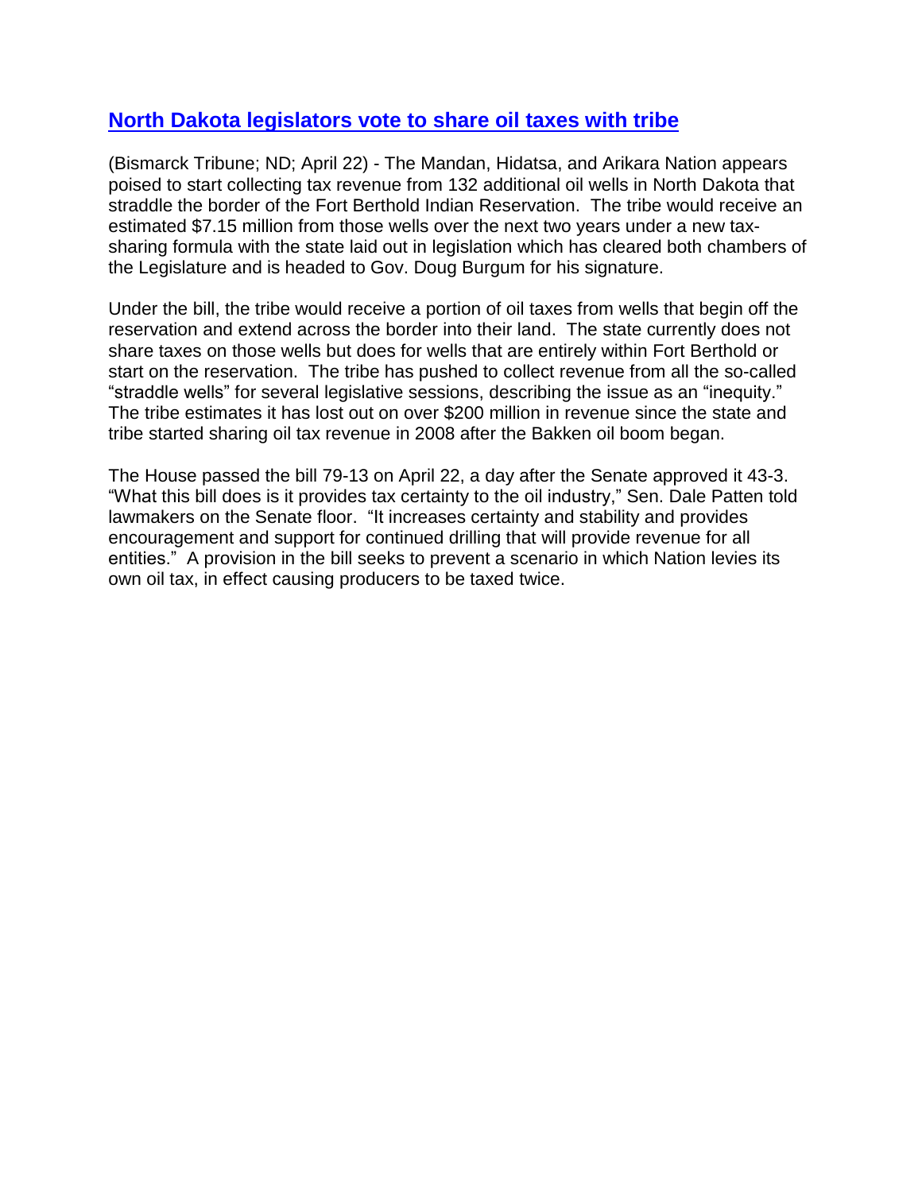## North Dakota legislators vote to share oil taxes with tribe

(Bismarck Tribune; ND; April 22) - The Mandan, Hidatsa, and Arikara Nation appears poised to start collecting tax revenue from 132 additional oil wells in North Dakota that straddle the border of the Fort Berthold Indian Reservation. The tribe would receive an estimated $7.15 million from those wells over the next two years under a new tax-sharing formula with the state laid out in legislation which has cleared both chambers of the Legislature and is headed to Gov. Doug Burgum for his signature.

Under the bill, the tribe would receive a portion of oil taxes from wells that begin off the reservation and extend across the border into their land. The state currently does not share taxes on those wells but does for wells that are entirely within Fort Berthold or start on the reservation. The tribe has pushed to collect revenue from all the so-called "straddle wells" for several legislative sessions, describing the issue as an "inequity." The tribe estimates it has lost out on over $200 million in revenue since the state and tribe started sharing oil tax revenue in 2008 after the Bakken oil boom began.

The House passed the bill 79-13 on April 22, a day after the Senate approved it 43-3. "What this bill does is it provides tax certainty to the oil industry," Sen. Dale Patten told lawmakers on the Senate floor. "It increases certainty and stability and provides encouragement and support for continued drilling that will provide revenue for all entities." A provision in the bill seeks to prevent a scenario in which Nation levies its own oil tax, in effect causing producers to be taxed twice.